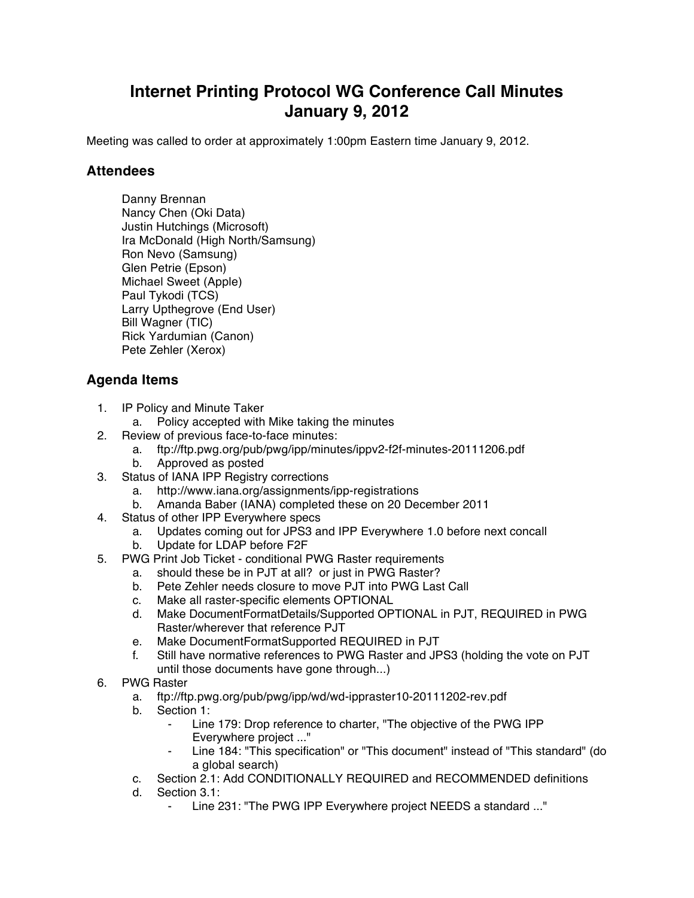# Internet Printing Protocol WG Conference Call Minutes
# January 9, 2012

Meeting was called to order at approximately 1:00pm Eastern time January 9, 2012.

## Attendees

Danny Brennan
Nancy Chen (Oki Data)
Justin Hutchings (Microsoft)
Ira McDonald (High North/Samsung)
Ron Nevo (Samsung)
Glen Petrie (Epson)
Michael Sweet (Apple)
Paul Tykodi (TCS)
Larry Upthegrove (End User)
Bill Wagner (TIC)
Rick Yardumian (Canon)
Pete Zehler (Xerox)

## Agenda Items

1. IP Policy and Minute Taker
   a. Policy accepted with Mike taking the minutes
2. Review of previous face-to-face minutes:
   a. ftp://ftp.pwg.org/pub/pwg/ipp/minutes/ippv2-f2f-minutes-20111206.pdf
   b. Approved as posted
3. Status of IANA IPP Registry corrections
   a. http://www.iana.org/assignments/ipp-registrations
   b. Amanda Baber (IANA) completed these on 20 December 2011
4. Status of other IPP Everywhere specs
   a. Updates coming out for JPS3 and IPP Everywhere 1.0 before next concall
   b. Update for LDAP before F2F
5. PWG Print Job Ticket - conditional PWG Raster requirements
   a. should these be in PJT at all? or just in PWG Raster?
   b. Pete Zehler needs closure to move PJT into PWG Last Call
   c. Make all raster-specific elements OPTIONAL
   d. Make DocumentFormatDetails/Supported OPTIONAL in PJT, REQUIRED in PWG Raster/wherever that reference PJT
   e. Make DocumentFormatSupported REQUIRED in PJT
   f. Still have normative references to PWG Raster and JPS3 (holding the vote on PJT until those documents have gone through...)
6. PWG Raster
   a. ftp://ftp.pwg.org/pub/pwg/ipp/wd/wd-ippraster10-20111202-rev.pdf
   b. Section 1:
      - Line 179: Drop reference to charter, "The objective of the PWG IPP Everywhere project ..."
      - Line 184: "This specification" or "This document" instead of "This standard" (do a global search)
   c. Section 2.1: Add CONDITIONALLY REQUIRED and RECOMMENDED definitions
   d. Section 3.1:
      - Line 231: "The PWG IPP Everywhere project NEEDS a standard ..."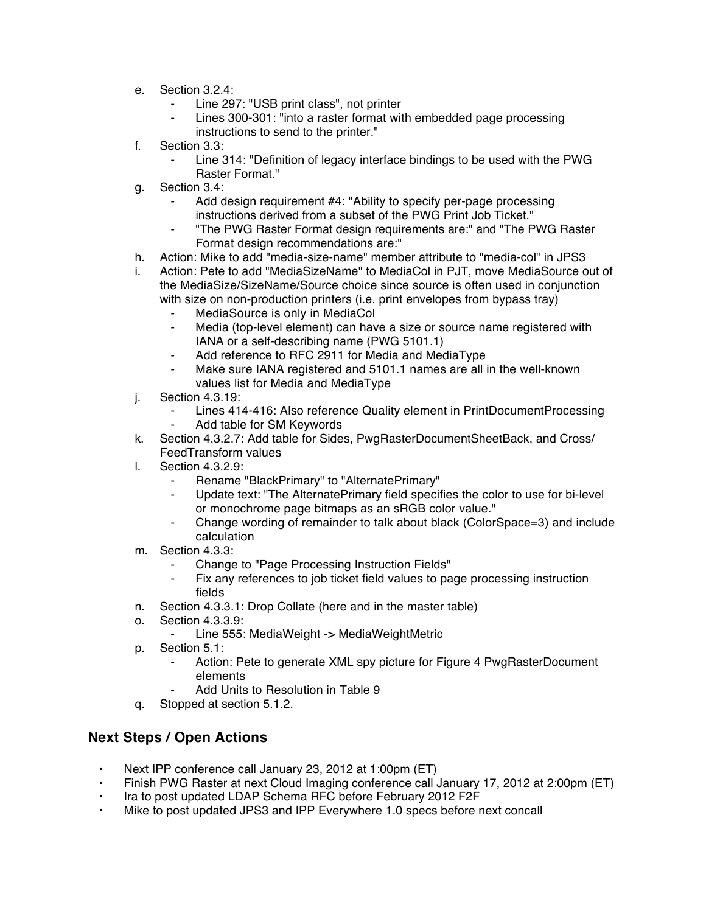e. Section 3.2.4:
   - Line 297: "USB print class", not printer
   - Lines 300-301: "into a raster format with embedded page processing instructions to send to the printer."
f. Section 3.3:
   - Line 314: "Definition of legacy interface bindings to be used with the PWG Raster Format."
g. Section 3.4:
   - Add design requirement #4: "Ability to specify per-page processing instructions derived from a subset of the PWG Print Job Ticket."
   - "The PWG Raster Format design requirements are:" and "The PWG Raster Format design recommendations are:"
h. Action: Mike to add "media-size-name" member attribute to "media-col" in JPS3
i. Action: Pete to add "MediaSizeName" to MediaCol in PJT, move MediaSource out of the MediaSize/SizeName/Source choice since source is often used in conjunction with size on non-production printers (i.e. print envelopes from bypass tray)
   - MediaSource is only in MediaCol
   - Media (top-level element) can have a size or source name registered with IANA or a self-describing name (PWG 5101.1)
   - Add reference to RFC 2911 for Media and MediaType
   - Make sure IANA registered and 5101.1 names are all in the well-known values list for Media and MediaType
j. Section 4.3.19:
   - Lines 414-416: Also reference Quality element in PrintDocumentProcessing
   - Add table for SM Keywords
k. Section 4.3.2.7: Add table for Sides, PwgRasterDocumentSheetBack, and Cross/FeedTransform values
l. Section 4.3.2.9:
   - Rename "BlackPrimary" to "AlternatePrimary"
   - Update text: "The AlternatePrimary field specifies the color to use for bi-level or monochrome page bitmaps as an sRGB color value."
   - Change wording of remainder to talk about black (ColorSpace=3) and include calculation
m. Section 4.3.3:
   - Change to "Page Processing Instruction Fields"
   - Fix any references to job ticket field values to page processing instruction fields
n. Section 4.3.3.1: Drop Collate (here and in the master table)
o. Section 4.3.3.9:
   - Line 555: MediaWeight -> MediaWeightMetric
p. Section 5.1:
   - Action: Pete to generate XML spy picture for Figure 4 PwgRasterDocument elements
   - Add Units to Resolution in Table 9
q. Stopped at section 5.1.2.

## Next Steps / Open Actions

- Next IPP conference call January 23, 2012 at 1:00pm (ET)
- Finish PWG Raster at next Cloud Imaging conference call January 17, 2012 at 2:00pm (ET)
- Ira to post updated LDAP Schema RFC before February 2012 F2F
- Mike to post updated JPS3 and IPP Everywhere 1.0 specs before next concall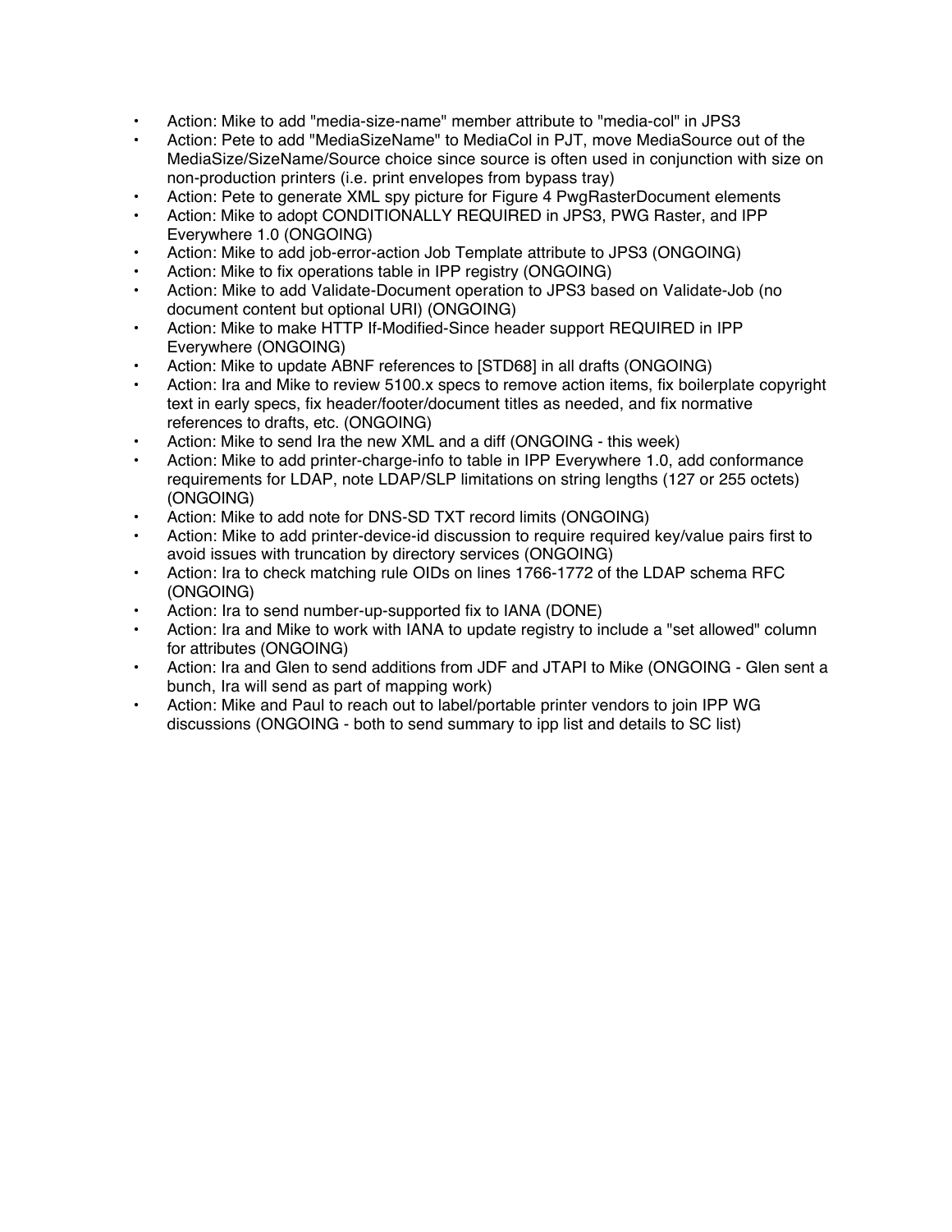- Action: Mike to add "media-size-name" member attribute to "media-col" in JPS3
- Action: Pete to add "MediaSizeName" to MediaCol in PJT, move MediaSource out of the MediaSize/SizeName/Source choice since source is often used in conjunction with size on non-production printers (i.e. print envelopes from bypass tray)
- Action: Pete to generate XML spy picture for Figure 4 PwgRasterDocument elements
- Action: Mike to adopt CONDITIONALLY REQUIRED in JPS3, PWG Raster, and IPP Everywhere 1.0 (ONGOING)
- Action: Mike to add job-error-action Job Template attribute to JPS3 (ONGOING)
- Action: Mike to fix operations table in IPP registry (ONGOING)
- Action: Mike to add Validate-Document operation to JPS3 based on Validate-Job (no document content but optional URI) (ONGOING)
- Action: Mike to make HTTP If-Modified-Since header support REQUIRED in IPP Everywhere (ONGOING)
- Action: Mike to update ABNF references to [STD68] in all drafts (ONGOING)
- Action: Ira and Mike to review 5100.x specs to remove action items, fix boilerplate copyright text in early specs, fix header/footer/document titles as needed, and fix normative references to drafts, etc. (ONGOING)
- Action: Mike to send Ira the new XML and a diff (ONGOING - this week)
- Action: Mike to add printer-charge-info to table in IPP Everywhere 1.0, add conformance requirements for LDAP, note LDAP/SLP limitations on string lengths (127 or 255 octets) (ONGOING)
- Action: Mike to add note for DNS-SD TXT record limits (ONGOING)
- Action: Mike to add printer-device-id discussion to require required key/value pairs first to avoid issues with truncation by directory services (ONGOING)
- Action: Ira to check matching rule OIDs on lines 1766-1772 of the LDAP schema RFC (ONGOING)
- Action: Ira to send number-up-supported fix to IANA (DONE)
- Action: Ira and Mike to work with IANA to update registry to include a "set allowed" column for attributes (ONGOING)
- Action: Ira and Glen to send additions from JDF and JTAPI to Mike (ONGOING - Glen sent a bunch, Ira will send as part of mapping work)
- Action: Mike and Paul to reach out to label/portable printer vendors to join IPP WG discussions (ONGOING - both to send summary to ipp list and details to SC list)